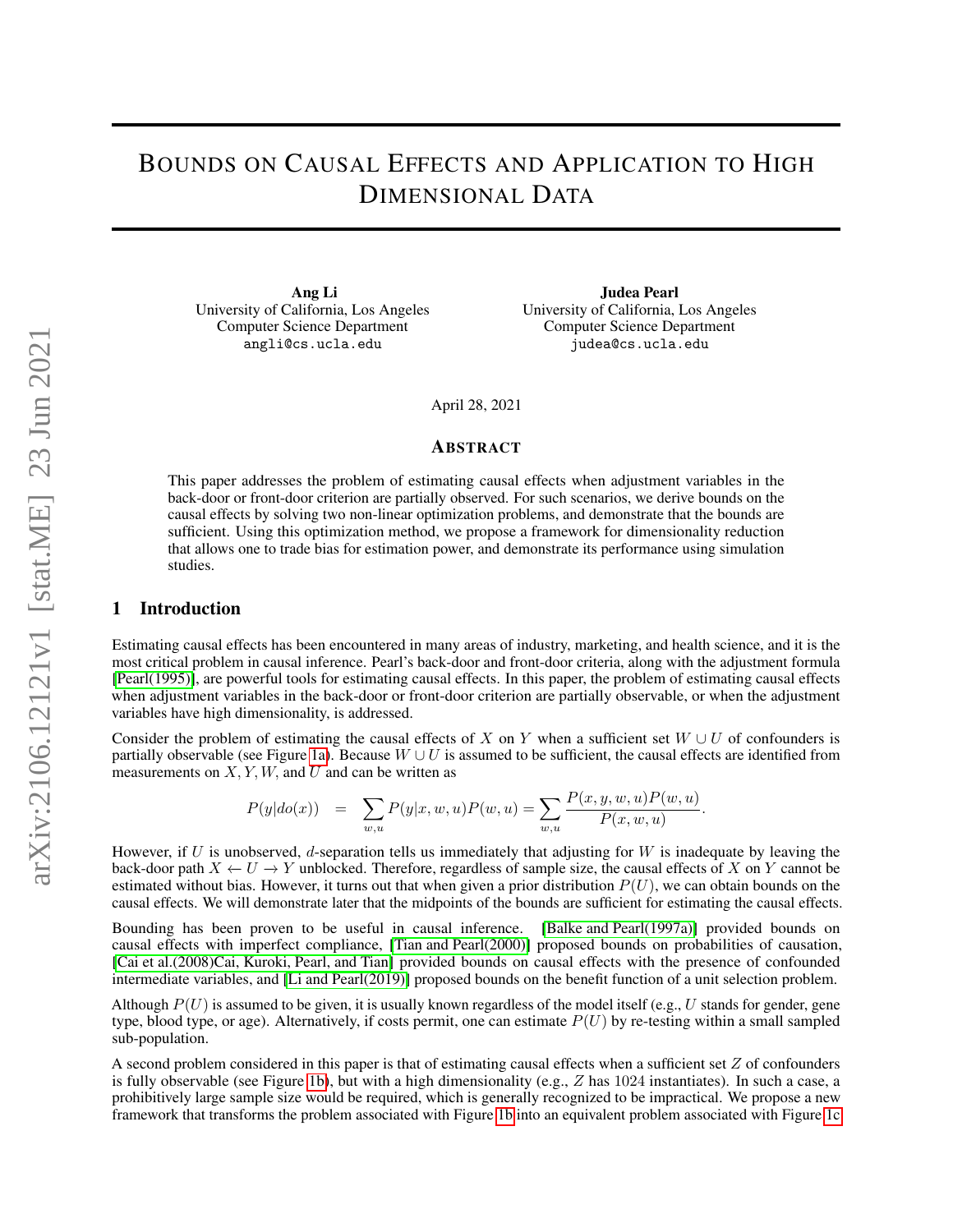# Bounds on Causal Effects and Application to High Dimensional Data

**Ang Li**
University of California, Los Angeles
Computer Science Department
angli@cs.ucla.edu

**Judea Pearl**
University of California, Los Angeles
Computer Science Department
judea@cs.ucla.edu

April 28, 2021

## Abstract

This paper addresses the problem of estimating causal effects when adjustment variables in the back-door or front-door criterion are partially observed. For such scenarios, we derive bounds on the causal effects by solving two non-linear optimization problems, and demonstrate that the bounds are sufficient. Using this optimization method, we propose a framework for dimensionality reduction that allows one to trade bias for estimation power, and demonstrate its performance using simulation studies.

## 1 Introduction

Estimating causal effects has been encountered in many areas of industry, marketing, and health science, and it is the most critical problem in causal inference. Pearl's back-door and front-door criteria, along with the adjustment formula [Pearl(1995)], are powerful tools for estimating causal effects. In this paper, the problem of estimating causal effects when adjustment variables in the back-door or front-door criterion are partially observable, or when the adjustment variables have high dimensionality, is addressed.

Consider the problem of estimating the causal effects of $X$ on $Y$ when a sufficient set $W \cup U$ of confounders is partially observable (see Figure 1a). Because $W \cup U$ is assumed to be sufficient, the causal effects are identified from measurements on $X, Y, W,$ and $U$ and can be written as

$$P(y|do(x)) \quad = \quad \sum_{w,u} P(y|x, w, u)P(w, u) = \sum_{w,u} \frac{P(x, y, w, u)P(w, u)}{P(x, w, u)}.$$

However, if $U$ is unobserved, $d$-separation tells us immediately that adjusting for $W$ is inadequate by leaving the back-door path $X \leftarrow U \rightarrow Y$ unblocked. Therefore, regardless of sample size, the causal effects of $X$ on $Y$ cannot be estimated without bias. However, it turns out that when given a prior distribution $P(U)$, we can obtain bounds on the causal effects. We will demonstrate later that the midpoints of the bounds are sufficient for estimating the causal effects.

Bounding has been proven to be useful in causal inference. [Balke and Pearl(1997a)] provided bounds on causal effects with imperfect compliance, [Tian and Pearl(2000)] proposed bounds on probabilities of causation, [Cai et al.(2008)Cai, Kuroki, Pearl, and Tian] provided bounds on causal effects with the presence of confounded intermediate variables, and [Li and Pearl(2019)] proposed bounds on the benefit function of a unit selection problem.

Although $P(U)$ is assumed to be given, it is usually known regardless of the model itself (e.g., $U$ stands for gender, gene type, blood type, or age). Alternatively, if costs permit, one can estimate $P(U)$ by re-testing within a small sampled sub-population.

A second problem considered in this paper is that of estimating causal effects when a sufficient set $Z$ of confounders is fully observable (see Figure 1b), but with a high dimensionality (e.g., $Z$ has $1024$ instantiates). In such a case, a prohibitively large sample size would be required, which is generally recognized to be impractical. We propose a new framework that transforms the problem associated with Figure 1b into an equivalent problem associated with Figure 1c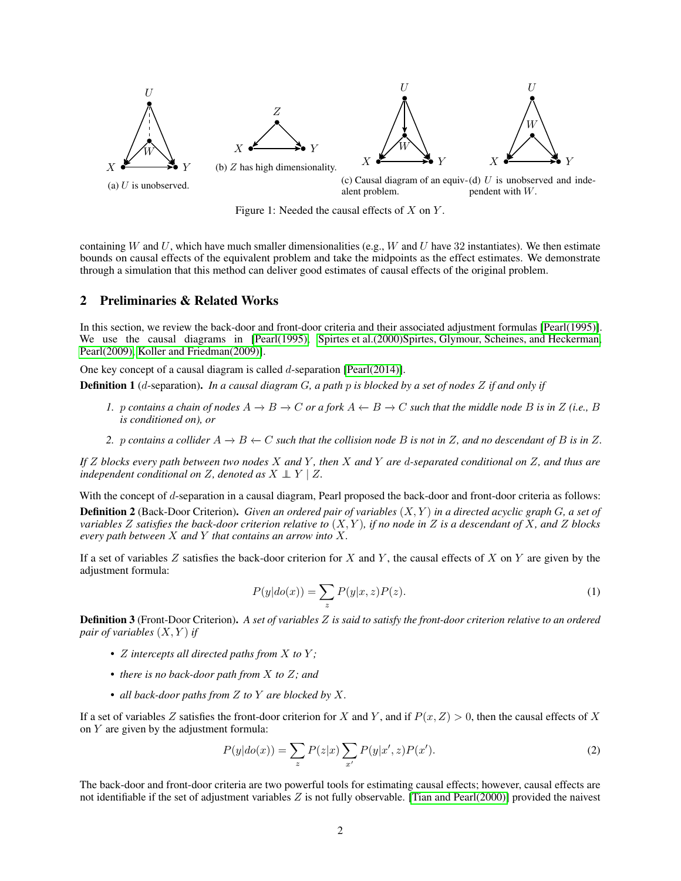(a) $U$ is unobserved.

(b) $Z$ has high dimensionality.

(c) Causal diagram of an equivalent problem.

(d) $U$ is unobserved and independent with $W$.

Figure 1: Needed the causal effects of $X$ on $Y$.

containing $W$ and $U$, which have much smaller dimensionalities (e.g., $W$ and $U$ have 32 instantiates). We then estimate bounds on causal effects of the equivalent problem and take the midpoints as the effect estimates. We demonstrate through a simulation that this method can deliver good estimates of causal effects of the original problem.

## 2 Preliminaries & Related Works

In this section, we review the back-door and front-door criteria and their associated adjustment formulas [Pearl(1995)]. We use the causal diagrams in [Pearl(1995), Spirtes et al.(2000)Spirtes, Glymour, Scheines, and Heckerman, Pearl(2009), Koller and Friedman(2009)].

One key concept of a causal diagram is called $d$-separation [Pearl(2014)].

**Definition 1** ($d$-separation). *In a causal diagram $G$, a path $p$ is blocked by a set of nodes $Z$ if and only if*

1. *$p$ contains a chain of nodes $A \rightarrow B \rightarrow C$ or a fork $A \leftarrow B \rightarrow C$ such that the middle node $B$ is in $Z$ (i.e., $B$ is conditioned on), or*
2. *$p$ contains a collider $A \rightarrow B \leftarrow C$ such that the collision node $B$ is not in $Z$, and no descendant of $B$ is in $Z$.*

*If $Z$ blocks every path between two nodes $X$ and $Y$, then $X$ and $Y$ are $d$-separated conditional on $Z$, and thus are independent conditional on $Z$, denoted as $X \perp\!\!\!\perp Y \mid Z$.*

With the concept of $d$-separation in a causal diagram, Pearl proposed the back-door and front-door criteria as follows:

**Definition 2** (Back-Door Criterion). *Given an ordered pair of variables $(X, Y)$ in a directed acyclic graph $G$, a set of variables $Z$ satisfies the back-door criterion relative to $(X, Y)$, if no node in $Z$ is a descendant of $X$, and $Z$ blocks every path between $X$ and $Y$ that contains an arrow into $X$.*

If a set of variables $Z$ satisfies the back-door criterion for $X$ and $Y$, the causal effects of $X$ on $Y$ are given by the adjustment formula:

$$P(y|do(x)) = \sum_z P(y|x, z)P(z). \tag{1}$$

**Definition 3** (Front-Door Criterion). *A set of variables $Z$ is said to satisfy the front-door criterion relative to an ordered pair of variables $(X, Y)$ if*

- *$Z$ intercepts all directed paths from $X$ to $Y$;*
- *there is no back-door path from $X$ to $Z$; and*
- *all back-door paths from $Z$ to $Y$ are blocked by $X$.*

If a set of variables $Z$ satisfies the front-door criterion for $X$ and $Y$, and if $P(x, Z) > 0$, then the causal effects of $X$ on $Y$ are given by the adjustment formula:

$$P(y|do(x)) = \sum_z P(z|x) \sum_{x'} P(y|x', z)P(x'). \tag{2}$$

The back-door and front-door criteria are two powerful tools for estimating causal effects; however, causal effects are not identifiable if the set of adjustment variables $Z$ is not fully observable. [Tian and Pearl(2000)] provided the naivest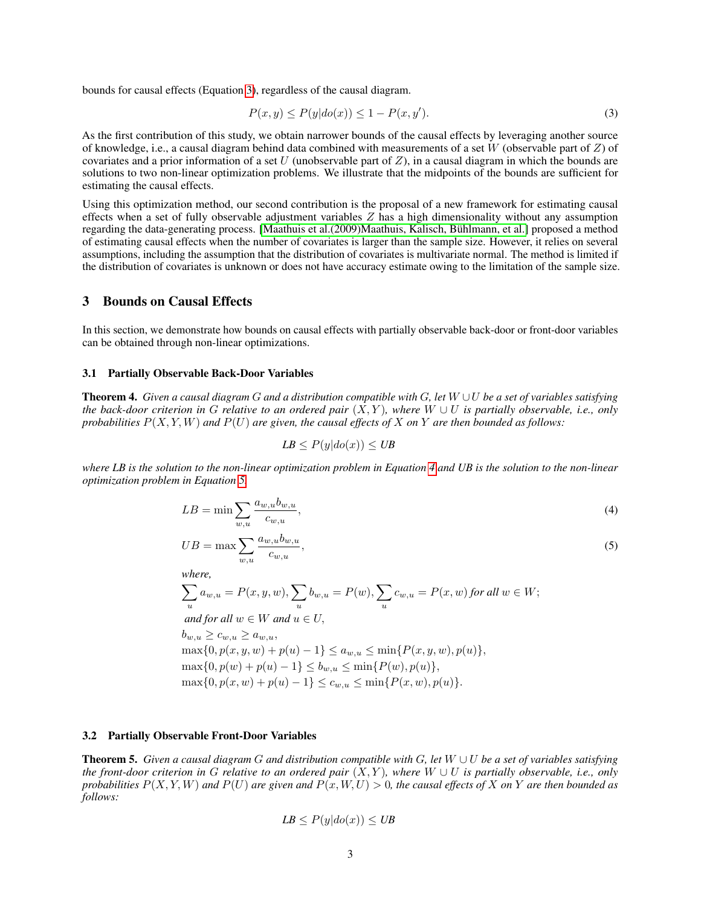bounds for causal effects (Equation 3), regardless of the causal diagram.

$$P(x, y) \leq P(y|do(x)) \leq 1 - P(x, y'). \tag{3}$$

As the first contribution of this study, we obtain narrower bounds of the causal effects by leveraging another source of knowledge, i.e., a causal diagram behind data combined with measurements of a set $W$ (observable part of $Z$) of covariates and a prior information of a set $U$ (unobservable part of $Z$), in a causal diagram in which the bounds are solutions to two non-linear optimization problems. We illustrate that the midpoints of the bounds are sufficient for estimating the causal effects.

Using this optimization method, our second contribution is the proposal of a new framework for estimating causal effects when a set of fully observable adjustment variables $Z$ has a high dimensionality without any assumption regarding the data-generating process. [Maathuis et al.(2009)Maathuis, Kalisch, Bühlmann, et al.] proposed a method of estimating causal effects when the number of covariates is larger than the sample size. However, it relies on several assumptions, including the assumption that the distribution of covariates is multivariate normal. The method is limited if the distribution of covariates is unknown or does not have accuracy estimate owing to the limitation of the sample size.

## 3 Bounds on Causal Effects

In this section, we demonstrate how bounds on causal effects with partially observable back-door or front-door variables can be obtained through non-linear optimizations.

### 3.1 Partially Observable Back-Door Variables

**Theorem 4.** *Given a causal diagram $G$ and a distribution compatible with $G$, let $W \cup U$ be a set of variables satisfying the back-door criterion in $G$ relative to an ordered pair $(X, Y)$, where $W \cup U$ is partially observable, i.e., only probabilities $P(X, Y, W)$ and $P(U)$ are given, the causal effects of $X$ on $Y$ are then bounded as follows:*

$$LB \leq P(y|do(x)) \leq UB$$

*where LB is the solution to the non-linear optimization problem in Equation 4 and UB is the solution to the non-linear optimization problem in Equation 5.*

$$LB = \min \sum_{w,u} \frac{a_{w,u} b_{w,u}}{c_{w,u}}, \tag{4}$$

$$UB = \max \sum_{w,u} \frac{a_{w,u} b_{w,u}}{c_{w,u}}, \tag{5}$$

*where,*

$\sum_{u} a_{w,u} = P(x, y, w), \sum_{u} b_{w,u} = P(w), \sum_{u} c_{w,u} = P(x, w)$ *for all* $w \in W$;

*and for all* $w \in W$ *and* $u \in U$,

$b_{w,u} \geq c_{w,u} \geq a_{w,u}$,

$\max\{0, p(x, y, w) + p(u) - 1\} \leq a_{w,u} \leq \min\{P(x, y, w), p(u)\}$,

$\max\{0, p(w) + p(u) - 1\} \leq b_{w,u} \leq \min\{P(w), p(u)\}$,

$\max\{0, p(x, w) + p(u) - 1\} \leq c_{w,u} \leq \min\{P(x, w), p(u)\}$.

### 3.2 Partially Observable Front-Door Variables

**Theorem 5.** *Given a causal diagram $G$ and distribution compatible with $G$, let $W \cup U$ be a set of variables satisfying the front-door criterion in $G$ relative to an ordered pair $(X, Y)$, where $W \cup U$ is partially observable, i.e., only probabilities $P(X, Y, W)$ and $P(U)$ are given and $P(x, W, U) > 0$, the causal effects of $X$ on $Y$ are then bounded as follows:*

$$LB \leq P(y|do(x)) \leq UB$$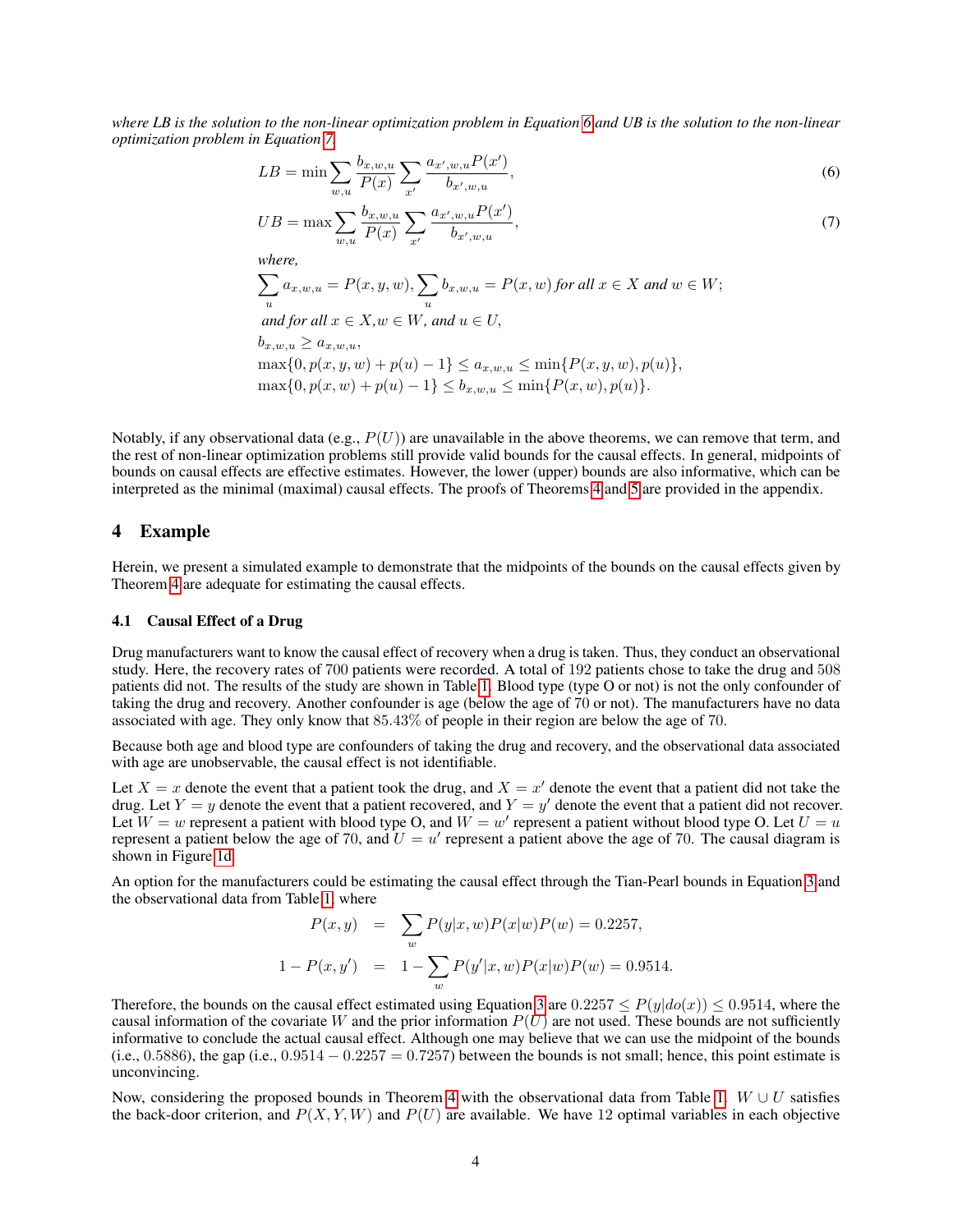*where LB is the solution to the non-linear optimization problem in Equation 6 and UB is the solution to the non-linear optimization problem in Equation 7.*

$$LB = \min \sum_{w,u} \frac{b_{x,w,u}}{P(x)} \sum_{x'} \frac{a_{x',w,u}P(x')}{b_{x',w,u}}, \tag{6}$$

$$UB = \max \sum_{w,u} \frac{b_{x,w,u}}{P(x)} \sum_{x'} \frac{a_{x',w,u}P(x')}{b_{x',w,u}}, \tag{7}$$

*where,*

$$\sum_{u} a_{x,w,u} = P(x,y,w), \sum_{u} b_{x,w,u} = P(x,w) \text{ for all } x \in X \text{ and } w \in W;$$

*and for all* $x \in X, w \in W$*, and* $u \in U$*,*

$$b_{x,w,u} \geq a_{x,w,u},$$
$$\max\{0, p(x,y,w) + p(u) - 1\} \leq a_{x,w,u} \leq \min\{P(x,y,w), p(u)\},$$
$$\max\{0, p(x,w) + p(u) - 1\} \leq b_{x,w,u} \leq \min\{P(x,w), p(u)\}.$$

Notably, if any observational data (e.g., $P(U)$) are unavailable in the above theorems, we can remove that term, and the rest of non-linear optimization problems still provide valid bounds for the causal effects. In general, midpoints of bounds on causal effects are effective estimates. However, the lower (upper) bounds are also informative, which can be interpreted as the minimal (maximal) causal effects. The proofs of Theorems 4 and 5 are provided in the appendix.

## 4 Example

Herein, we present a simulated example to demonstrate that the midpoints of the bounds on the causal effects given by Theorem 4 are adequate for estimating the causal effects.

### 4.1 Causal Effect of a Drug

Drug manufacturers want to know the causal effect of recovery when a drug is taken. Thus, they conduct an observational study. Here, the recovery rates of 700 patients were recorded. A total of 192 patients chose to take the drug and 508 patients did not. The results of the study are shown in Table 1. Blood type (type O or not) is not the only confounder of taking the drug and recovery. Another confounder is age (below the age of 70 or not). The manufacturers have no data associated with age. They only know that $85.43\%$ of people in their region are below the age of 70.

Because both age and blood type are confounders of taking the drug and recovery, and the observational data associated with age are unobservable, the causal effect is not identifiable.

Let $X = x$ denote the event that a patient took the drug, and $X = x'$ denote the event that a patient did not take the drug. Let $Y = y$ denote the event that a patient recovered, and $Y = y'$ denote the event that a patient did not recover. Let $W = w$ represent a patient with blood type O, and $W = w'$ represent a patient without blood type O. Let $U = u$ represent a patient below the age of 70, and $U = u'$ represent a patient above the age of 70. The causal diagram is shown in Figure 1d.

An option for the manufacturers could be estimating the causal effect through the Tian-Pearl bounds in Equation 3 and the observational data from Table 1, where

$$P(x,y) = \sum_{w} P(y|x,w)P(x|w)P(w) = 0.2257,$$

$$1 - P(x,y') = 1 - \sum_{w} P(y'|x,w)P(x|w)P(w) = 0.9514.$$

Therefore, the bounds on the causal effect estimated using Equation 3 are $0.2257 \leq P(y|do(x)) \leq 0.9514$, where the causal information of the covariate $W$ and the prior information $P(U)$ are not used. These bounds are not sufficiently informative to conclude the actual causal effect. Although one may believe that we can use the midpoint of the bounds (i.e., 0.5886), the gap (i.e., $0.9514 - 0.2257 = 0.7257$) between the bounds is not small; hence, this point estimate is unconvincing.

Now, considering the proposed bounds in Theorem 4 with the observational data from Table 1. $W \cup U$ satisfies the back-door criterion, and $P(X, Y, W)$ and $P(U)$ are available. We have 12 optimal variables in each objective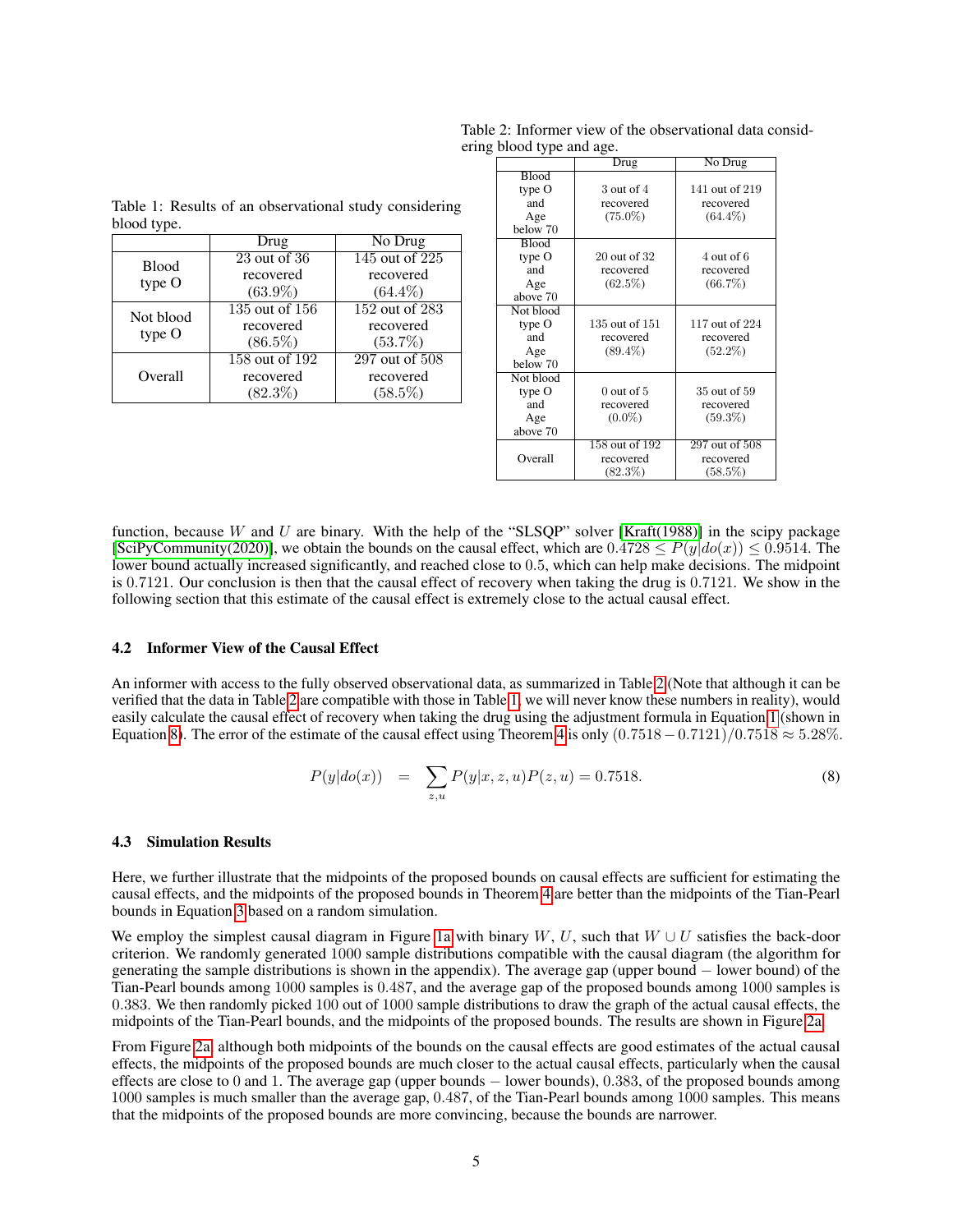Table 1: Results of an observational study considering blood type.

| | Drug | No Drug |
|---|---|---|
| Blood type O | 23 out of 36 recovered (63.9%) | 145 out of 225 recovered (64.4%) |
| Not blood type O | 135 out of 156 recovered (86.5%) | 152 out of 283 recovered (53.7%) |
| Overall | 158 out of 192 recovered (82.3%) | 297 out of 508 recovered (58.5%) |

Table 2: Informer view of the observational data considering blood type and age.

| | Drug | No Drug |
|---|---|---|
| Blood type O and Age below 70 | 3 out of 4 recovered (75.0%) | 141 out of 219 recovered (64.4%) |
| Blood type O and Age above 70 | 20 out of 32 recovered (62.5%) | 4 out of 6 recovered (66.7%) |
| Not blood type O and Age below 70 | 135 out of 151 recovered (89.4%) | 117 out of 224 recovered (52.2%) |
| Not blood type O and Age above 70 | 0 out of 5 recovered (0.0%) | 35 out of 59 recovered (59.3%) |
| Overall | 158 out of 192 recovered (82.3%) | 297 out of 508 recovered (58.5%) |

function, because $W$ and $U$ are binary. With the help of the "SLSQP" solver [Kraft(1988)] in the scipy package [SciPyCommunity(2020)], we obtain the bounds on the causal effect, which are $0.4728 \leq P(y|do(x)) \leq 0.9514$. The lower bound actually increased significantly, and reached close to 0.5, which can help make decisions. The midpoint is 0.7121. Our conclusion is then that the causal effect of recovery when taking the drug is 0.7121. We show in the following section that this estimate of the causal effect is extremely close to the actual causal effect.

### 4.2 Informer View of the Causal Effect

An informer with access to the fully observed observational data, as summarized in Table 2 (Note that although it can be verified that the data in Table 2 are compatible with those in Table 1, we will never know these numbers in reality), would easily calculate the causal effect of recovery when taking the drug using the adjustment formula in Equation 1 (shown in Equation 8). The error of the estimate of the causal effect using Theorem 4 is only $(0.7518 - 0.7121)/0.7518 \approx 5.28\%$.

$$P(y|do(x)) \quad = \quad \sum_{z,u} P(y|x, z, u)P(z, u) = 0.7518. \tag{8}$$

### 4.3 Simulation Results

Here, we further illustrate that the midpoints of the proposed bounds on causal effects are sufficient for estimating the causal effects, and the midpoints of the proposed bounds in Theorem 4 are better than the midpoints of the Tian-Pearl bounds in Equation 3 based on a random simulation.

We employ the simplest causal diagram in Figure 1a with binary $W$, $U$, such that $W \cup U$ satisfies the back-door criterion. We randomly generated 1000 sample distributions compatible with the causal diagram (the algorithm for generating the sample distributions is shown in the appendix). The average gap (upper bound $-$ lower bound) of the Tian-Pearl bounds among 1000 samples is 0.487, and the average gap of the proposed bounds among 1000 samples is 0.383. We then randomly picked 100 out of 1000 sample distributions to draw the graph of the actual causal effects, the midpoints of the Tian-Pearl bounds, and the midpoints of the proposed bounds. The results are shown in Figure 2a.

From Figure 2a, although both midpoints of the bounds on the causal effects are good estimates of the actual causal effects, the midpoints of the proposed bounds are much closer to the actual causal effects, particularly when the causal effects are close to 0 and 1. The average gap (upper bounds $-$ lower bounds), 0.383, of the proposed bounds among 1000 samples is much smaller than the average gap, 0.487, of the Tian-Pearl bounds among 1000 samples. This means that the midpoints of the proposed bounds are more convincing, because the bounds are narrower.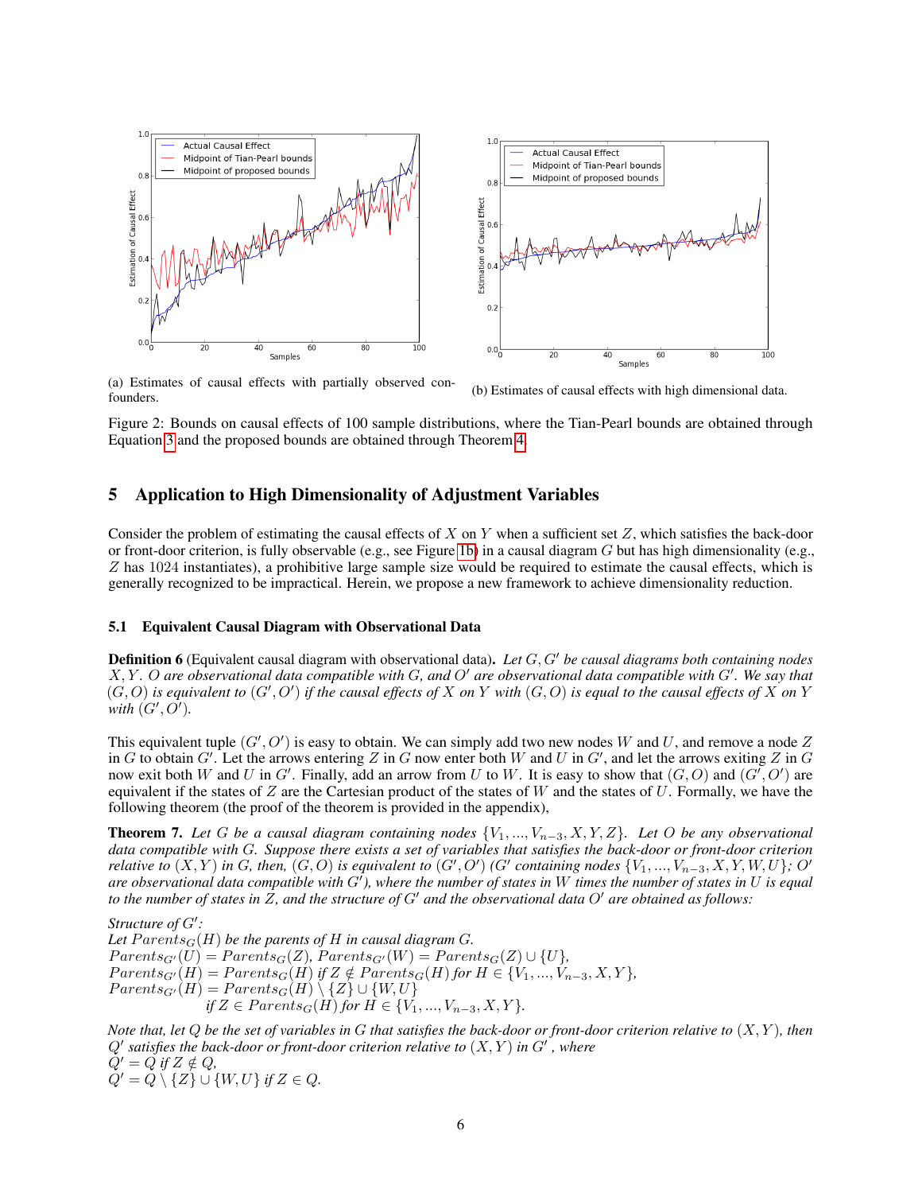(a) Estimates of causal effects with partially observed confounders.

(b) Estimates of causal effects with high dimensional data.

Figure 2: Bounds on causal effects of 100 sample distributions, where the Tian-Pearl bounds are obtained through Equation 3 and the proposed bounds are obtained through Theorem 4.

## 5 Application to High Dimensionality of Adjustment Variables

Consider the problem of estimating the causal effects of $X$ on $Y$ when a sufficient set $Z$, which satisfies the back-door or front-door criterion, is fully observable (e.g., see Figure 1b) in a causal diagram $G$ but has high dimensionality (e.g., $Z$ has 1024 instantiates), a prohibitive large sample size would be required to estimate the causal effects, which is generally recognized to be impractical. Herein, we propose a new framework to achieve dimensionality reduction.

### 5.1 Equivalent Causal Diagram with Observational Data

**Definition 6** (Equivalent causal diagram with observational data)**.** *Let $G, G'$ be causal diagrams both containing nodes $X, Y$. $O$ are observational data compatible with $G$, and $O'$ are observational data compatible with $G'$. We say that $(G, O)$ is equivalent to $(G', O')$ if the causal effects of $X$ on $Y$ with $(G, O)$ is equal to the causal effects of $X$ on $Y$ with $(G', O')$.*

This equivalent tuple $(G', O')$ is easy to obtain. We can simply add two new nodes $W$ and $U$, and remove a node $Z$ in $G$ to obtain $G'$. Let the arrows entering $Z$ in $G$ now enter both $W$ and $U$ in $G'$, and let the arrows exiting $Z$ in $G$ now exit both $W$ and $U$ in $G'$. Finally, add an arrow from $U$ to $W$. It is easy to show that $(G, O)$ and $(G', O')$ are equivalent if the states of $Z$ are the Cartesian product of the states of $W$ and the states of $U$. Formally, we have the following theorem (the proof of the theorem is provided in the appendix),

**Theorem 7.** *Let $G$ be a causal diagram containing nodes $\{V_1, ..., V_{n-3}, X, Y, Z\}$. Let $O$ be any observational data compatible with $G$. Suppose there exists a set of variables that satisfies the back-door or front-door criterion relative to $(X, Y)$ in $G$, then, $(G, O)$ is equivalent to $(G', O')$ ($G'$ containing nodes $\{V_1, ..., V_{n-3}, X, Y, W, U\}$; $O'$ are observational data compatible with $G'$), where the number of states in $W$ times the number of states in $U$ is equal to the number of states in $Z$, and the structure of $G'$ and the observational data $O'$ are obtained as follows:*

*Structure of $G'$:*
*Let $Parents_G(H)$ be the parents of $H$ in causal diagram $G$.*
$Parents_{G'}(U) = Parents_G(Z)$, $Parents_{G'}(W) = Parents_G(Z) \cup \{U\}$,
$Parents_{G'}(H) = Parents_G(H)$ *if* $Z \notin Parents_G(H)$ *for* $H \in \{V_1, ..., V_{n-3}, X, Y\}$,
$Parents_{G'}(H) = Parents_G(H) \setminus \{Z\} \cup \{W, U\}$
*if* $Z \in Parents_G(H)$ *for* $H \in \{V_1, ..., V_{n-3}, X, Y\}$.

*Note that, let $Q$ be the set of variables in $G$ that satisfies the back-door or front-door criterion relative to $(X, Y)$, then $Q'$ satisfies the back-door or front-door criterion relative to $(X, Y)$ in $G'$, where*
$Q' = Q$ *if* $Z \notin Q$,
$Q' = Q \setminus \{Z\} \cup \{W, U\}$ *if* $Z \in Q$.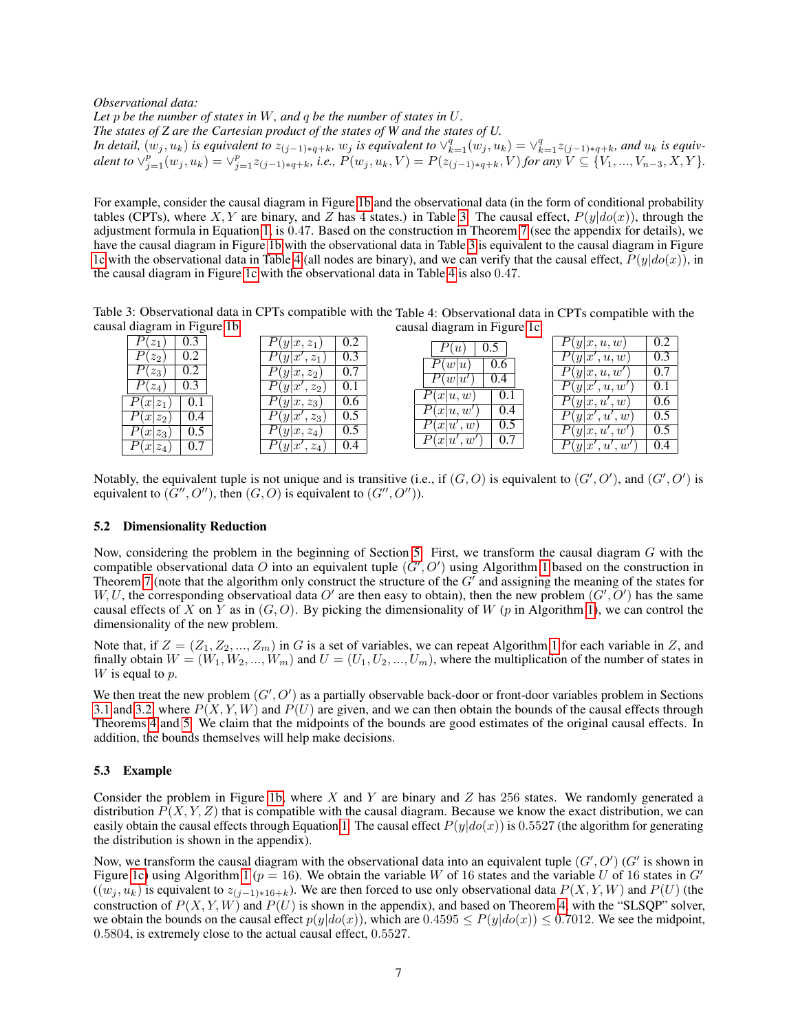*Observational data:*
*Let $p$ be the number of states in $W$, and $q$ be the number of states in $U$.*
*The states of $Z$ are the Cartesian product of the states of $W$ and the states of $U$.*
*In detail, $(w_j, u_k)$ is equivalent to $z_{(j-1)*q+k}$, $w_j$ is equivalent to $\vee_{k=1}^{q}(w_j, u_k) = \vee_{k=1}^{q} z_{(j-1)*q+k}$, and $u_k$ is equivalent to $\vee_{j=1}^{p}(w_j, u_k) = \vee_{j=1}^{p} z_{(j-1)*q+k}$, i.e., $P(w_j, u_k, V) = P(z_{(j-1)*q+k}, V)$ for any $V \subseteq \{V_1, ..., V_{n-3}, X, Y\}$.*

For example, consider the causal diagram in Figure 1b and the observational data (in the form of conditional probability tables (CPTs), where $X, Y$ are binary, and $Z$ has 4 states.) in Table 3. The causal effect, $P(y|do(x))$, through the adjustment formula in Equation 1, is 0.47. Based on the construction in Theorem 7 (see the appendix for details), we have the causal diagram in Figure 1b with the observational data in Table 3 is equivalent to the causal diagram in Figure 1c with the observational data in Table 4 (all nodes are binary), and we can verify that the causal effect, $P(y|do(x))$, in the causal diagram in Figure 1c with the observational data in Table 4 is also 0.47.

Table 3: Observational data in CPTs compatible with the causal diagram in Figure 1b.

| | |
|---|---|
| $P(z_1)$ | 0.3 |
| $P(z_2)$ | 0.2 |
| $P(z_3)$ | 0.2 |
| $P(z_4)$ | 0.3 |
| $P(x\|z_1)$ | 0.1 |
| $P(x\|z_2)$ | 0.4 |
| $P(x\|z_3)$ | 0.5 |
| $P(x\|z_4)$ | 0.7 |

| | |
|---|---|
| $P(y\|x, z_1)$ | 0.2 |
| $P(y\|x', z_1)$ | 0.3 |
| $P(y\|x, z_2)$ | 0.7 |
| $P(y\|x', z_2)$ | 0.1 |
| $P(y\|x, z_3)$ | 0.6 |
| $P(y\|x', z_3)$ | 0.5 |
| $P(y\|x, z_4)$ | 0.5 |
| $P(y\|x', z_4)$ | 0.4 |

Table 4: Observational data in CPTs compatible with the causal diagram in Figure 1c.

| | |
|---|---|
| $P(u)$ | 0.5 |
| $P(w\|u)$ | 0.6 |
| $P(w\|u')$ | 0.4 |
| $P(x\|u, w)$ | 0.1 |
| $P(x\|u, w')$ | 0.4 |
| $P(x\|u', w)$ | 0.5 |
| $P(x\|u', w')$ | 0.7 |

| | |
|---|---|
| $P(y\|x, u, w)$ | 0.2 |
| $P(y\|x', u, w)$ | 0.3 |
| $P(y\|x, u, w')$ | 0.7 |
| $P(y\|x', u, w')$ | 0.1 |
| $P(y\|x, u', w)$ | 0.6 |
| $P(y\|x', u', w)$ | 0.5 |
| $P(y\|x, u', w')$ | 0.5 |
| $P(y\|x', u', w')$ | 0.4 |

Notably, the equivalent tuple is not unique and is transitive (i.e., if $(G, O)$ is equivalent to $(G', O')$, and $(G', O')$ is equivalent to $(G'', O'')$, then $(G, O)$ is equivalent to $(G'', O'')$).

### 5.2 Dimensionality Reduction

Now, considering the problem in the beginning of Section 5. First, we transform the causal diagram $G$ with the compatible observational data $O$ into an equivalent tuple $(G', O')$ using Algorithm 1 based on the construction in Theorem 7 (note that the algorithm only construct the structure of the $G'$ and assigning the meaning of the states for $W, U$, the corresponding observational data $O'$ are then easy to obtain), then the new problem $(G', O')$ has the same causal effects of $X$ on $Y$ as in $(G, O)$. By picking the dimensionality of $W$ ($p$ in Algorithm 1), we can control the dimensionality of the new problem.

Note that, if $Z = (Z_1, Z_2, ..., Z_m)$ in $G$ is a set of variables, we can repeat Algorithm 1 for each variable in $Z$, and finally obtain $W = (W_1, W_2, ..., W_m)$ and $U = (U_1, U_2, ..., U_m)$, where the multiplication of the number of states in $W$ is equal to $p$.

We then treat the new problem $(G', O')$ as a partially observable back-door or front-door variables problem in Sections 3.1 and 3.2, where $P(X, Y, W)$ and $P(U)$ are given, and we can then obtain the bounds of the causal effects through Theorems 4 and 5. We claim that the midpoints of the bounds are good estimates of the original causal effects. In addition, the bounds themselves will help make decisions.

### 5.3 Example

Consider the problem in Figure 1b, where $X$ and $Y$ are binary and $Z$ has 256 states. We randomly generated a distribution $P(X, Y, Z)$ that is compatible with the causal diagram. Because we know the exact distribution, we can easily obtain the causal effects through Equation 1. The causal effect $P(y|do(x))$ is 0.5527 (the algorithm for generating the distribution is shown in the appendix).

Now, we transform the causal diagram with the observational data into an equivalent tuple $(G', O')$ ($G'$ is shown in Figure 1c) using Algorithm 1 ($p = 16$). We obtain the variable $W$ of 16 states and the variable $U$ of 16 states in $G'$ ($(w_j, u_k)$ is equivalent to $z_{(j-1)*16+k}$). We are then forced to use only observational data $P(X, Y, W)$ and $P(U)$ (the construction of $P(X, Y, W)$ and $P(U)$ is shown in the appendix), and based on Theorem 4, with the "SLSQP" solver, we obtain the bounds on the causal effect $p(y|do(x))$, which are $0.4595 \le P(y|do(x)) \le 0.7012$. We see the midpoint, 0.5804, is extremely close to the actual causal effect, 0.5527.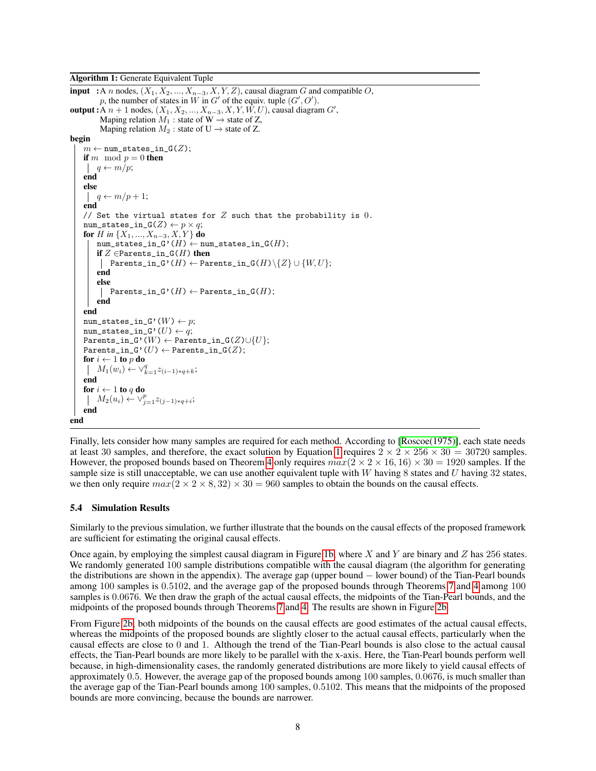**Algorithm 1:** Generate Equivalent Tuple

```
input  : A n nodes, (X_1, X_2, ..., X_{n-3}, X, Y, Z), causal diagram G and compatible O,
         p, the number of states in W in G' of the equiv. tuple (G', O').
output : A n+1 nodes, (X_1, X_2, ..., X_{n-3}, X, Y, W, U), causal diagram G',
         Maping relation M_1 : state of W → state of Z,
         Maping relation M_2 : state of U → state of Z.
begin
    m ← num_states_in_G(Z);
    if m mod p = 0 then
        q ← m/p;
    end
    else
        q ← m/p + 1;
    end
    // Set the virtual states for Z such that the probability is 0.
    num_states_in_G(Z) ← p × q;
    for H in {X_1, ..., X_{n-3}, X, Y} do
        num_states_in_G'(H) ← num_states_in_G(H);
        if Z ∈ Parents_in_G(H) then
            Parents_in_G'(H) ← Parents_in_G(H) \ {Z} ∪ {W, U};
        end
        else
            Parents_in_G'(H) ← Parents_in_G(H);
        end
    end
    num_states_in_G'(W) ← p;
    num_states_in_G'(U) ← q;
    Parents_in_G'(W) ← Parents_in_G(Z) ∪ {U};
    Parents_in_G'(U) ← Parents_in_G(Z);
    for i ← 1 to p do
        M_1(w_i) ← ∨_{k=1}^{q} z_{(i-1)*q+k};
    end
    for i ← 1 to q do
        M_2(u_i) ← ∨_{j=1}^{p} z_{(j-1)*q+i};
    end
end
```

Finally, lets consider how many samples are required for each method. According to [Roscoe(1975)], each state needs at least 30 samples, and therefore, the exact solution by Equation 1 requires $2 \times 2 \times 256 \times 30 = 30720$ samples. However, the proposed bounds based on Theorem 4 only requires $max(2 \times 2 \times 16, 16) \times 30 = 1920$ samples. If the sample size is still unacceptable, we can use another equivalent tuple with $W$ having 8 states and $U$ having 32 states, we then only require $max(2 \times 2 \times 8, 32) \times 30 = 960$ samples to obtain the bounds on the causal effects.

### 5.4 Simulation Results

Similarly to the previous simulation, we further illustrate that the bounds on the causal effects of the proposed framework are sufficient for estimating the original causal effects.

Once again, by employing the simplest causal diagram in Figure 1b, where $X$ and $Y$ are binary and $Z$ has 256 states. We randomly generated 100 sample distributions compatible with the causal diagram (the algorithm for generating the distributions are shown in the appendix). The average gap (upper bound − lower bound) of the Tian-Pearl bounds among 100 samples is 0.5102, and the average gap of the proposed bounds through Theorems 7 and 4 among 100 samples is 0.0676. We then draw the graph of the actual causal effects, the midpoints of the Tian-Pearl bounds, and the midpoints of the proposed bounds through Theorems 7 and 4. The results are shown in Figure 2b.

From Figure 2b, both midpoints of the bounds on the causal effects are good estimates of the actual causal effects, whereas the midpoints of the proposed bounds are slightly closer to the actual causal effects, particularly when the causal effects are close to 0 and 1. Although the trend of the Tian-Pearl bounds is also close to the actual causal effects, the Tian-Pearl bounds are more likely to be parallel with the x-axis. Here, the Tian-Pearl bounds perform well because, in high-dimensionality cases, the randomly generated distributions are more likely to yield causal effects of approximately 0.5. However, the average gap of the proposed bounds among 100 samples, 0.0676, is much smaller than the average gap of the Tian-Pearl bounds among 100 samples, 0.5102. This means that the midpoints of the proposed bounds are more convincing, because the bounds are narrower.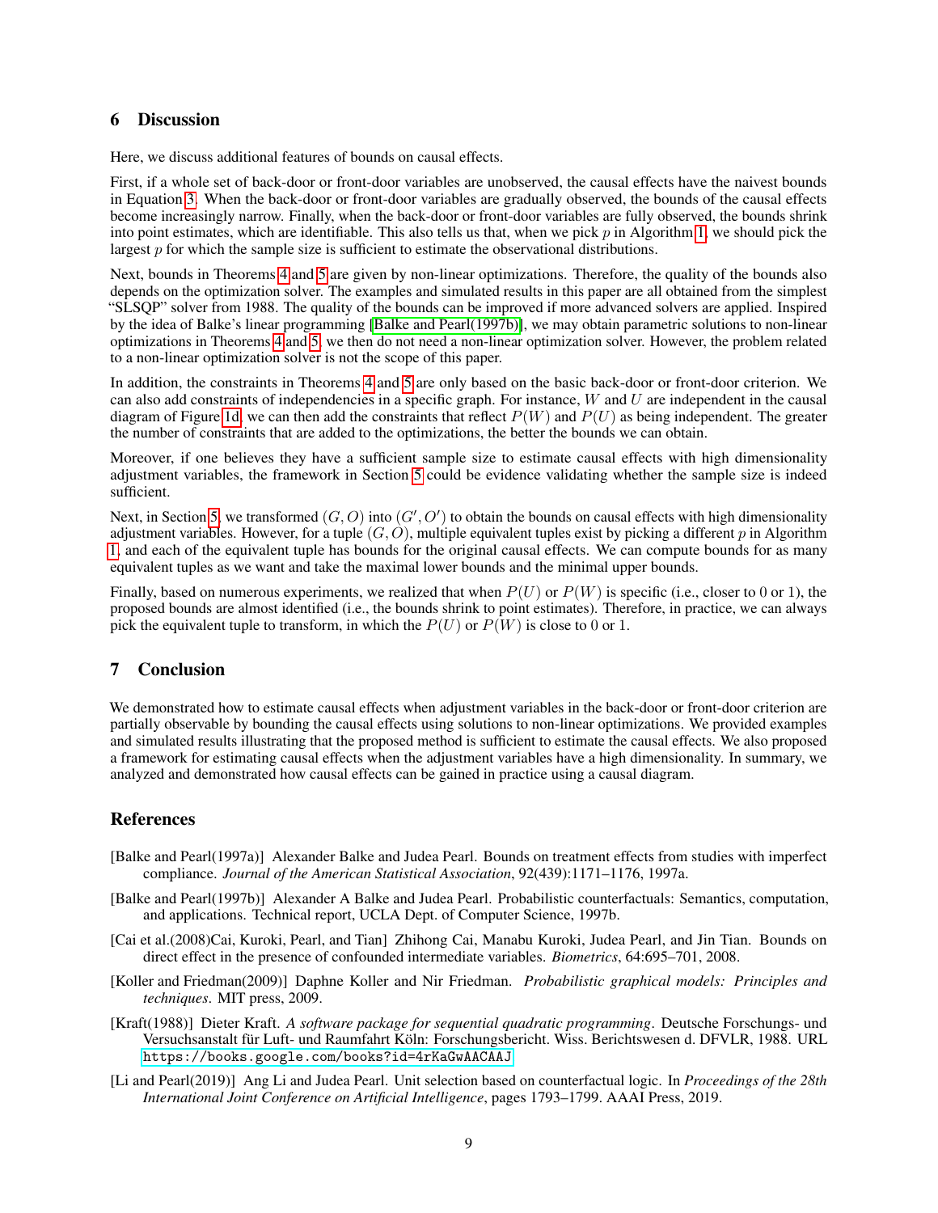## 6 Discussion

Here, we discuss additional features of bounds on causal effects.

First, if a whole set of back-door or front-door variables are unobserved, the causal effects have the naivest bounds in Equation 3. When the back-door or front-door variables are gradually observed, the bounds of the causal effects become increasingly narrow. Finally, when the back-door or front-door variables are fully observed, the bounds shrink into point estimates, which are identifiable. This also tells us that, when we pick $p$ in Algorithm 1, we should pick the largest $p$ for which the sample size is sufficient to estimate the observational distributions.

Next, bounds in Theorems 4 and 5 are given by non-linear optimizations. Therefore, the quality of the bounds also depends on the optimization solver. The examples and simulated results in this paper are all obtained from the simplest "SLSQP" solver from 1988. The quality of the bounds can be improved if more advanced solvers are applied. Inspired by the idea of Balke's linear programming [Balke and Pearl(1997b)], we may obtain parametric solutions to non-linear optimizations in Theorems 4 and 5; we then do not need a non-linear optimization solver. However, the problem related to a non-linear optimization solver is not the scope of this paper.

In addition, the constraints in Theorems 4 and 5 are only based on the basic back-door or front-door criterion. We can also add constraints of independencies in a specific graph. For instance, $W$ and $U$ are independent in the causal diagram of Figure 1d, we can then add the constraints that reflect $P(W)$ and $P(U)$ as being independent. The greater the number of constraints that are added to the optimizations, the better the bounds we can obtain.

Moreover, if one believes they have a sufficient sample size to estimate causal effects with high dimensionality adjustment variables, the framework in Section 5 could be evidence validating whether the sample size is indeed sufficient.

Next, in Section 5, we transformed $(G, O)$ into $(G', O')$ to obtain the bounds on causal effects with high dimensionality adjustment variables. However, for a tuple $(G, O)$, multiple equivalent tuples exist by picking a different $p$ in Algorithm 1, and each of the equivalent tuple has bounds for the original causal effects. We can compute bounds for as many equivalent tuples as we want and take the maximal lower bounds and the minimal upper bounds.

Finally, based on numerous experiments, we realized that when $P(U)$ or $P(W)$ is specific (i.e., closer to 0 or 1), the proposed bounds are almost identified (i.e., the bounds shrink to point estimates). Therefore, in practice, we can always pick the equivalent tuple to transform, in which the $P(U)$ or $P(W)$ is close to 0 or 1.

## 7 Conclusion

We demonstrated how to estimate causal effects when adjustment variables in the back-door or front-door criterion are partially observable by bounding the causal effects using solutions to non-linear optimizations. We provided examples and simulated results illustrating that the proposed method is sufficient to estimate the causal effects. We also proposed a framework for estimating causal effects when the adjustment variables have a high dimensionality. In summary, we analyzed and demonstrated how causal effects can be gained in practice using a causal diagram.

## References

[Balke and Pearl(1997a)] Alexander Balke and Judea Pearl. Bounds on treatment effects from studies with imperfect compliance. *Journal of the American Statistical Association*, 92(439):1171–1176, 1997a.

[Balke and Pearl(1997b)] Alexander A Balke and Judea Pearl. Probabilistic counterfactuals: Semantics, computation, and applications. Technical report, UCLA Dept. of Computer Science, 1997b.

[Cai et al.(2008)Cai, Kuroki, Pearl, and Tian] Zhihong Cai, Manabu Kuroki, Judea Pearl, and Jin Tian. Bounds on direct effect in the presence of confounded intermediate variables. *Biometrics*, 64:695–701, 2008.

[Koller and Friedman(2009)] Daphne Koller and Nir Friedman. *Probabilistic graphical models: Principles and techniques*. MIT press, 2009.

[Kraft(1988)] Dieter Kraft. *A software package for sequential quadratic programming*. Deutsche Forschungs- und Versuchsanstalt für Luft- und Raumfahrt Köln: Forschungsbericht. Wiss. Berichtswesen d. DFVLR, 1988. URL https://books.google.com/books?id=4rKaGwAACAAJ.

[Li and Pearl(2019)] Ang Li and Judea Pearl. Unit selection based on counterfactual logic. In *Proceedings of the 28th International Joint Conference on Artificial Intelligence*, pages 1793–1799. AAAI Press, 2019.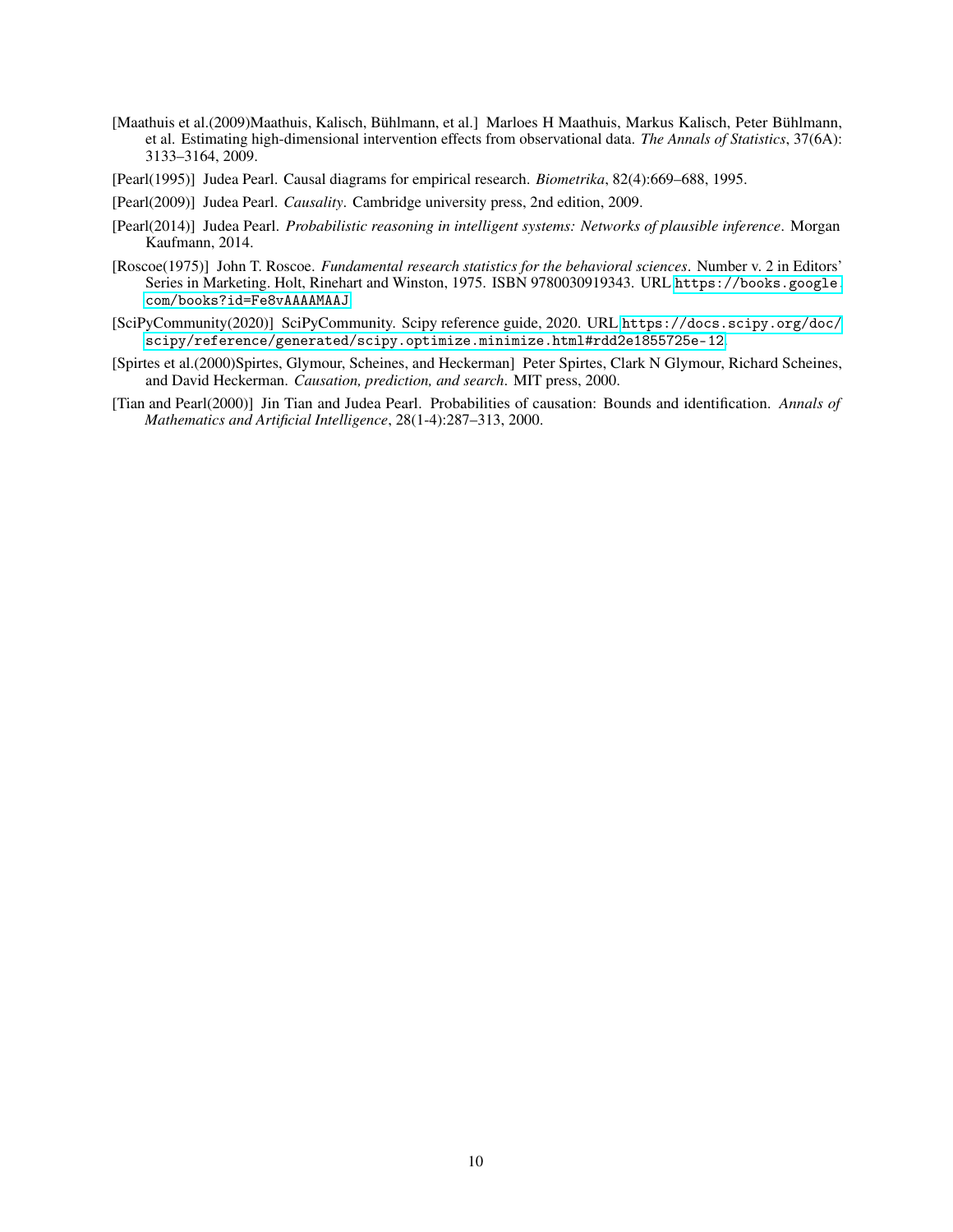[Maathuis et al.(2009)Maathuis, Kalisch, Bühlmann, et al.] Marloes H Maathuis, Markus Kalisch, Peter Bühlmann, et al. Estimating high-dimensional intervention effects from observational data. *The Annals of Statistics*, 37(6A): 3133–3164, 2009.

[Pearl(1995)] Judea Pearl. Causal diagrams for empirical research. *Biometrika*, 82(4):669–688, 1995.

[Pearl(2009)] Judea Pearl. *Causality*. Cambridge university press, 2nd edition, 2009.

[Pearl(2014)] Judea Pearl. *Probabilistic reasoning in intelligent systems: Networks of plausible inference*. Morgan Kaufmann, 2014.

[Roscoe(1975)] John T. Roscoe. *Fundamental research statistics for the behavioral sciences*. Number v. 2 in Editors' Series in Marketing. Holt, Rinehart and Winston, 1975. ISBN 9780030919343. URL https://books.google.com/books?id=Fe8vAAAAMAAJ.

[SciPyCommunity(2020)] SciPyCommunity. Scipy reference guide, 2020. URL https://docs.scipy.org/doc/scipy/reference/generated/scipy.optimize.minimize.html#rdd2e1855725e-12.

[Spirtes et al.(2000)Spirtes, Glymour, Scheines, and Heckerman] Peter Spirtes, Clark N Glymour, Richard Scheines, and David Heckerman. *Causation, prediction, and search*. MIT press, 2000.

[Tian and Pearl(2000)] Jin Tian and Judea Pearl. Probabilities of causation: Bounds and identification. *Annals of Mathematics and Artificial Intelligence*, 28(1-4):287–313, 2000.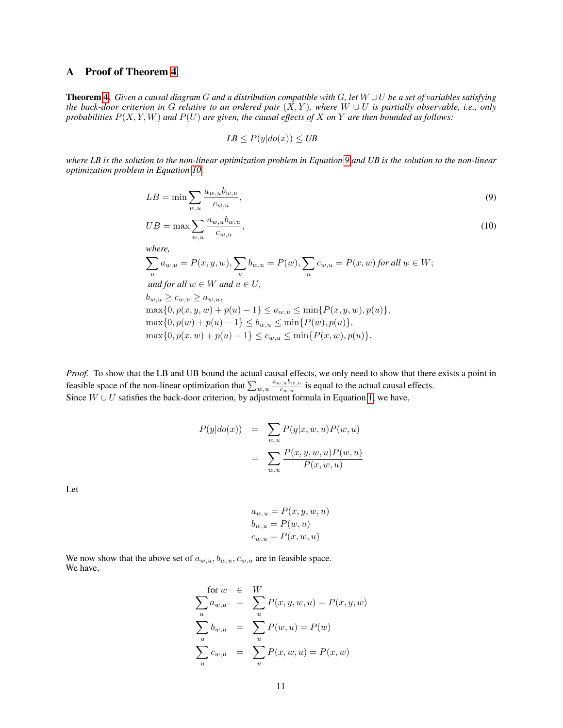# A Proof of Theorem 4

**Theorem 4.** *Given a causal diagram $G$ and a distribution compatible with $G$, let $W \cup U$ be a set of variables satisfying the back-door criterion in $G$ relative to an ordered pair $(X, Y)$, where $W \cup U$ is partially observable, i.e., only probabilities $P(X, Y, W)$ and $P(U)$ are given, the causal effects of $X$ on $Y$ are then bounded as follows:*

$$LB \leq P(y|do(x)) \leq UB$$

*where LB is the solution to the non-linear optimization problem in Equation 9 and UB is the solution to the non-linear optimization problem in Equation 10.*

$$LB = \min \sum_{w,u} \frac{a_{w,u} b_{w,u}}{c_{w,u}}, \tag{9}$$

$$UB = \max \sum_{w,u} \frac{a_{w,u} b_{w,u}}{c_{w,u}}, \tag{10}$$

*where,*

$\sum_{u} a_{w,u} = P(x, y, w), \sum_{u} b_{w,u} = P(w), \sum_{u} c_{w,u} = P(x, w)$ *for all* $w \in W$;

*and for all* $w \in W$ *and* $u \in U$,

$b_{w,u} \geq c_{w,u} \geq a_{w,u}$,

$\max\{0, p(x, y, w) + p(u) - 1\} \leq a_{w,u} \leq \min\{P(x, y, w), p(u)\}$,

$\max\{0, p(w) + p(u) - 1\} \leq b_{w,u} \leq \min\{P(w), p(u)\}$,

$\max\{0, p(x, w) + p(u) - 1\} \leq c_{w,u} \leq \min\{P(x, w), p(u)\}$.

*Proof.* To show that the LB and UB bound the actual causal effects, we only need to show that there exists a point in feasible space of the non-linear optimization that $\sum_{w,u} \frac{a_{w,u} b_{w,u}}{c_{w,u}}$ is equal to the actual causal effects.
Since $W \cup U$ satisfies the back-door criterion, by adjustment formula in Equation 1, we have,

$$\begin{aligned} P(y|do(x)) &= \sum_{w,u} P(y|x, w, u) P(w, u) \\ &= \sum_{w,u} \frac{P(x, y, w, u) P(w, u)}{P(x, w, u)} \end{aligned}$$

Let

$$\begin{aligned} a_{w,u} &= P(x, y, w, u) \\ b_{w,u} &= P(w, u) \\ c_{w,u} &= P(x, w, u) \end{aligned}$$

We now show that the above set of $a_{w,u}, b_{w,u}, c_{w,u}$ are in feasible space.
We have,

$$\begin{aligned} \text{for } w &\in W \\ \sum_{u} a_{w,u} &= \sum_{u} P(x, y, w, u) = P(x, y, w) \\ \sum_{u} b_{w,u} &= \sum_{u} P(w, u) = P(w) \\ \sum_{u} c_{w,u} &= \sum_{u} P(x, w, u) = P(x, w) \end{aligned}$$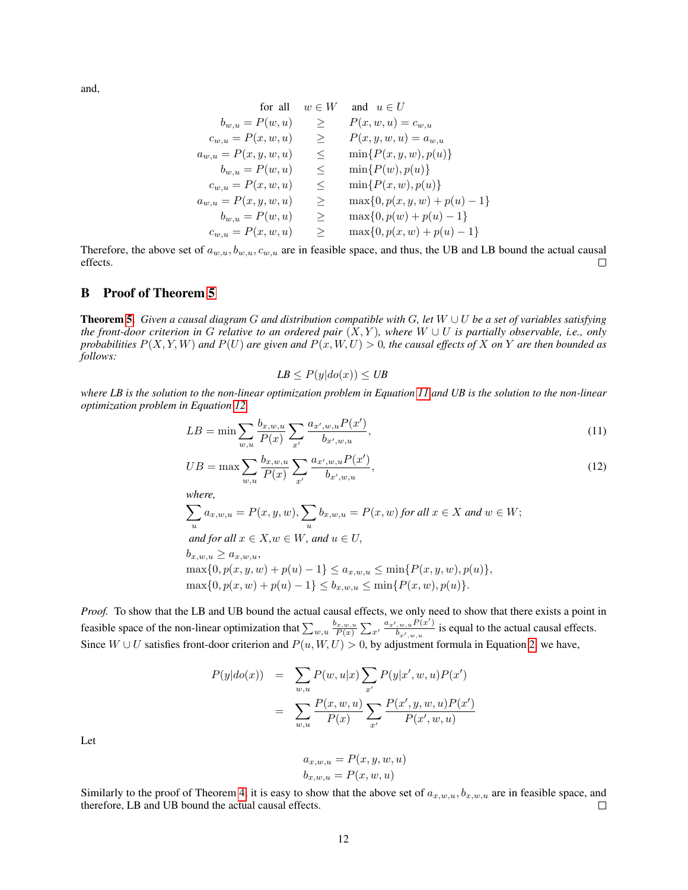and,

$$
\begin{array}{rcl}
& \text{for all} \quad w \in W \quad \text{and} \quad u \in U & \\
b_{w,u} = P(w,u) & \geq & P(x,w,u) = c_{w,u} \\
c_{w,u} = P(x,w,u) & \geq & P(x,y,w,u) = a_{w,u} \\
a_{w,u} = P(x,y,w,u) & \leq & \min\{P(x,y,w), p(u)\} \\
b_{w,u} = P(w,u) & \leq & \min\{P(w), p(u)\} \\
c_{w,u} = P(x,w,u) & \leq & \min\{P(x,w), p(u)\} \\
a_{w,u} = P(x,y,w,u) & \geq & \max\{0, p(x,y,w) + p(u) - 1\} \\
b_{w,u} = P(w,u) & \geq & \max\{0, p(w) + p(u) - 1\} \\
c_{w,u} = P(x,w,u) & \geq & \max\{0, p(x,w) + p(u) - 1\}
\end{array}
$$

Therefore, the above set of $a_{w,u}, b_{w,u}, c_{w,u}$ are in feasible space, and thus, the UB and LB bound the actual causal effects. □

## B Proof of Theorem 5

**Theorem 5.** *Given a causal diagram G and distribution compatible with G, let $W \cup U$ be a set of variables satisfying the front-door criterion in G relative to an ordered pair $(X,Y)$, where $W \cup U$ is partially observable, i.e., only probabilities $P(X,Y,W)$ and $P(U)$ are given and $P(x,W,U) > 0$, the causal effects of X on Y are then bounded as follows:*

$$
LB \leq P(y|do(x)) \leq UB
$$

*where LB is the solution to the non-linear optimization problem in Equation 11 and UB is the solution to the non-linear optimization problem in Equation 12.*

$$
LB = \min \sum_{w,u} \frac{b_{x,w,u}}{P(x)} \sum_{x'} \frac{a_{x',w,u} P(x')}{b_{x',w,u}}, \tag{11}
$$

$$
UB = \max \sum_{w,u} \frac{b_{x,w,u}}{P(x)} \sum_{x'} \frac{a_{x',w,u} P(x')}{b_{x',w,u}}, \tag{12}
$$

*where,*

$\sum_{u} a_{x,w,u} = P(x,y,w), \sum_{u} b_{x,w,u} = P(x,w)$ *for all $x \in X$ and $w \in W$;*

*and for all $x \in X, w \in W$, and $u \in U$,*

$b_{x,w,u} \geq a_{x,w,u}$,

$\max\{0, p(x,y,w) + p(u) - 1\} \leq a_{x,w,u} \leq \min\{P(x,y,w), p(u)\}$,

$\max\{0, p(x,w) + p(u) - 1\} \leq b_{x,w,u} \leq \min\{P(x,w), p(u)\}$.

*Proof.* To show that the LB and UB bound the actual causal effects, we only need to show that there exists a point in feasible space of the non-linear optimization that $\sum_{w,u} \frac{b_{x,w,u}}{P(x)} \sum_{x'} \frac{a_{x',w,u} P(x')}{b_{x',w,u}}$ is equal to the actual causal effects. Since $W \cup U$ satisfies front-door criterion and $P(u, W, U) > 0$, by adjustment formula in Equation 2, we have,

$$
\begin{array}{rcl}
P(y|do(x)) & = & \displaystyle\sum_{w,u} P(w,u|x) \sum_{x'} P(y|x',w,u) P(x') \\
& = & \displaystyle\sum_{w,u} \frac{P(x,w,u)}{P(x)} \sum_{x'} \frac{P(x',y,w,u) P(x')}{P(x',w,u)}
\end{array}
$$

Let

$$
\begin{array}{l}
a_{x,w,u} = P(x,y,w,u) \\
b_{x,w,u} = P(x,w,u)
\end{array}
$$

Similarly to the proof of Theorem 4, it is easy to show that the above set of $a_{x,w,u}, b_{x,w,u}$ are in feasible space, and therefore, LB and UB bound the actual causal effects. □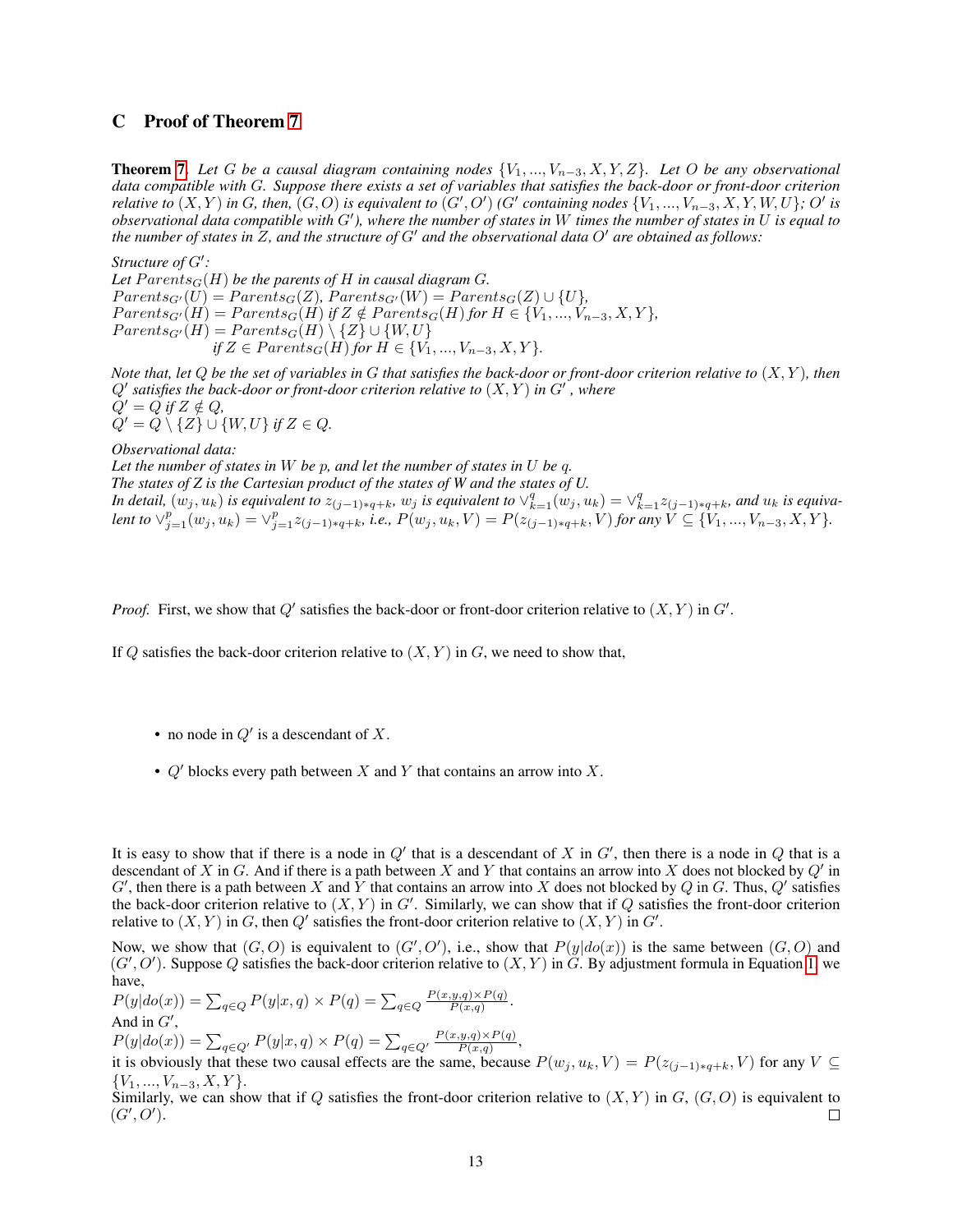## C Proof of Theorem 7

**Theorem 7.** *Let $G$ be a causal diagram containing nodes $\{V_1, ..., V_{n-3}, X, Y, Z\}$. Let $O$ be any observational data compatible with $G$. Suppose there exists a set of variables that satisfies the back-door or front-door criterion relative to $(X, Y)$ in $G$, then, $(G, O)$ is equivalent to $(G', O')$ ($G'$ containing nodes $\{V_1, ..., V_{n-3}, X, Y, W, U\}$; $O'$ is observational data compatible with $G'$), where the number of states in $W$ times the number of states in $U$ is equal to the number of states in $Z$, and the structure of $G'$ and the observational data $O'$ are obtained as follows:*

*Structure of $G'$:*
*Let $Parents_G(H)$ be the parents of $H$ in causal diagram $G$.*
$Parents_{G'}(U) = Parents_G(Z)$, $Parents_{G'}(W) = Parents_G(Z) \cup \{U\}$,
$Parents_{G'}(H) = Parents_G(H)$ *if* $Z \notin Parents_G(H)$ *for* $H \in \{V_1, ..., V_{n-3}, X, Y\}$,
$Parents_{G'}(H) = Parents_G(H) \setminus \{Z\} \cup \{W, U\}$
*if* $Z \in Parents_G(H)$ *for* $H \in \{V_1, ..., V_{n-3}, X, Y\}$.

*Note that, let $Q$ be the set of variables in $G$ that satisfies the back-door or front-door criterion relative to $(X, Y)$, then $Q'$ satisfies the back-door or front-door criterion relative to $(X, Y)$ in $G'$, where*
$Q' = Q$ *if* $Z \notin Q$,
$Q' = Q \setminus \{Z\} \cup \{W, U\}$ *if* $Z \in Q$.

*Observational data:*
*Let the number of states in $W$ be $p$, and let the number of states in $U$ be $q$.*
*The states of $Z$ is the Cartesian product of the states of $W$ and the states of $U$.*
*In detail, $(w_j, u_k)$ is equivalent to $z_{(j-1)*q+k}$, $w_j$ is equivalent to $\vee_{k=1}^{q}(w_j, u_k) = \vee_{k=1}^{q} z_{(j-1)*q+k}$, and $u_k$ is equivalent to $\vee_{j=1}^{p}(w_j, u_k) = \vee_{j=1}^{p} z_{(j-1)*q+k}$, i.e., $P(w_j, u_k, V) = P(z_{(j-1)*q+k}, V)$ for any $V \subseteq \{V_1, ..., V_{n-3}, X, Y\}$.*

*Proof.* First, we show that $Q'$ satisfies the back-door or front-door criterion relative to $(X, Y)$ in $G'$.

If $Q$ satisfies the back-door criterion relative to $(X, Y)$ in $G$, we need to show that,

- no node in $Q'$ is a descendant of $X$.
- $Q'$ blocks every path between $X$ and $Y$ that contains an arrow into $X$.

It is easy to show that if there is a node in $Q'$ that is a descendant of $X$ in $G'$, then there is a node in $Q$ that is a descendant of $X$ in $G$. And if there is a path between $X$ and $Y$ that contains an arrow into $X$ does not blocked by $Q'$ in $G'$, then there is a path between $X$ and $Y$ that contains an arrow into $X$ does not blocked by $Q$ in $G$. Thus, $Q'$ satisfies the back-door criterion relative to $(X, Y)$ in $G'$. Similarly, we can show that if $Q$ satisfies the front-door criterion relative to $(X, Y)$ in $G$, then $Q'$ satisfies the front-door criterion relative to $(X, Y)$ in $G'$.

Now, we show that $(G, O)$ is equivalent to $(G', O')$, i.e., show that $P(y|do(x))$ is the same between $(G, O)$ and $(G', O')$. Suppose $Q$ satisfies the back-door criterion relative to $(X, Y)$ in $G$. By adjustment formula in Equation 1, we have,
$P(y|do(x)) = \sum_{q \in Q} P(y|x, q) \times P(q) = \sum_{q \in Q} \frac{P(x,y,q) \times P(q)}{P(x,q)}$.
And in $G'$,
$P(y|do(x)) = \sum_{q \in Q'} P(y|x, q) \times P(q) = \sum_{q \in Q'} \frac{P(x,y,q) \times P(q)}{P(x,q)}$,
it is obviously that these two causal effects are the same, because $P(w_j, u_k, V) = P(z_{(j-1)*q+k}, V)$ for any $V \subseteq \{V_1, ..., V_{n-3}, X, Y\}$.
Similarly, we can show that if $Q$ satisfies the front-door criterion relative to $(X, Y)$ in $G$, $(G, O)$ is equivalent to $(G', O')$. $\square$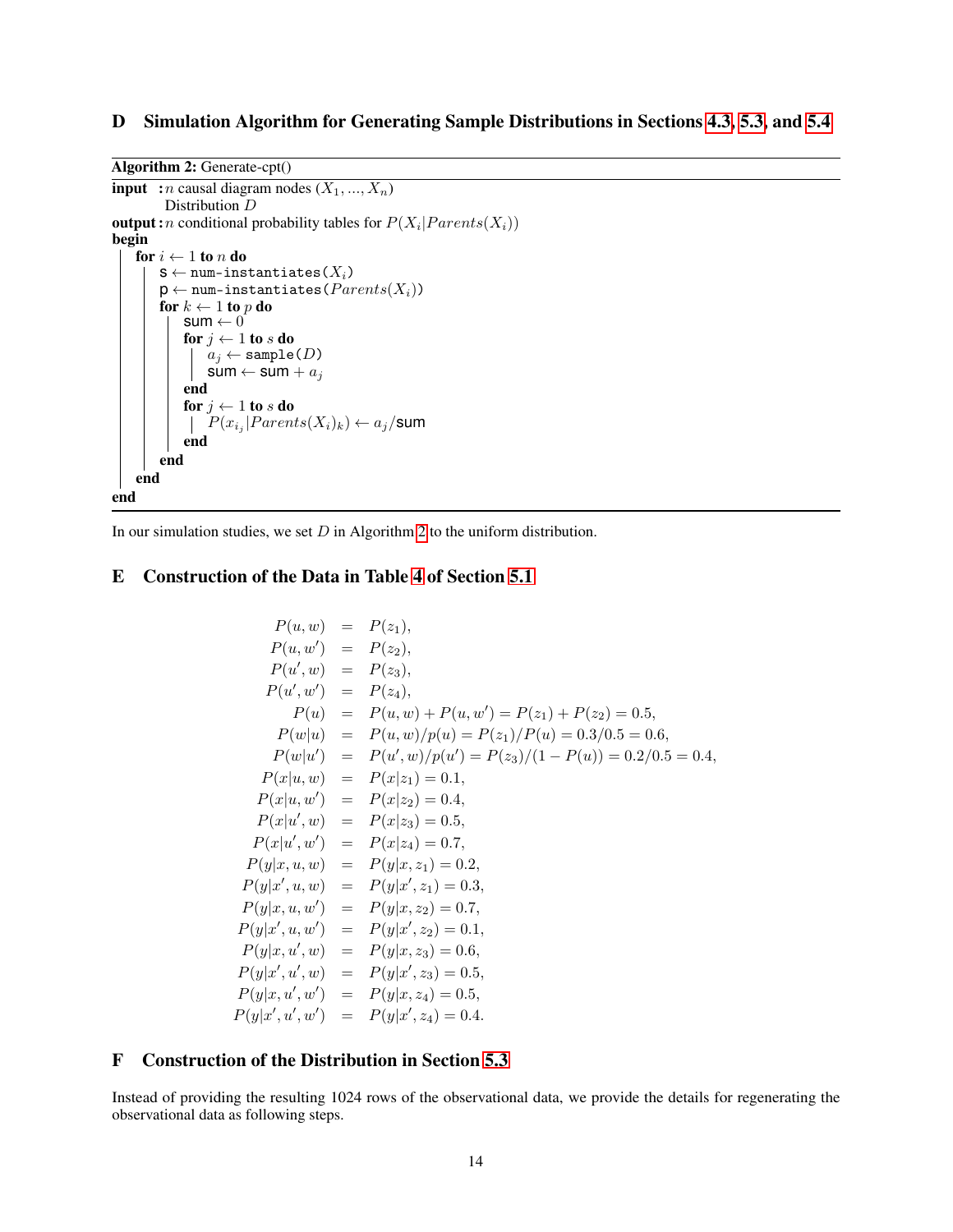## D Simulation Algorithm for Generating Sample Distributions in Sections 4.3, 5.3, and 5.4

**Algorithm 2:** Generate-cpt()

```
input  : n causal diagram nodes (X_1, ..., X_n)
         Distribution D
output : n conditional probability tables for P(X_i | Parents(X_i))
begin
    for i ← 1 to n do
        s ← num-instantiates(X_i)
        p ← num-instantiates(Parents(X_i))
        for k ← 1 to p do
            sum ← 0
            for j ← 1 to s do
                a_j ← sample(D)
                sum ← sum + a_j
            end
            for j ← 1 to s do
                P(x_{i_j} | Parents(X_i)_k) ← a_j / sum
            end
        end
    end
end
```

In our simulation studies, we set $D$ in Algorithm 2 to the uniform distribution.

## E Construction of the Data in Table 4 of Section 5.1

$$
\begin{aligned}
P(u,w) &= P(z_1),\\
P(u,w') &= P(z_2),\\
P(u',w) &= P(z_3),\\
P(u',w') &= P(z_4),\\
P(u) &= P(u,w) + P(u,w') = P(z_1) + P(z_2) = 0.5,\\
P(w|u) &= P(u,w)/p(u) = P(z_1)/P(u) = 0.3/0.5 = 0.6,\\
P(w|u') &= P(u',w)/p(u') = P(z_3)/(1-P(u)) = 0.2/0.5 = 0.4,\\
P(x|u,w) &= P(x|z_1) = 0.1,\\
P(x|u,w') &= P(x|z_2) = 0.4,\\
P(x|u',w) &= P(x|z_3) = 0.5,\\
P(x|u',w') &= P(x|z_4) = 0.7,\\
P(y|x,u,w) &= P(y|x,z_1) = 0.2,\\
P(y|x',u,w) &= P(y|x',z_1) = 0.3,\\
P(y|x,u,w') &= P(y|x,z_2) = 0.7,\\
P(y|x',u,w') &= P(y|x',z_2) = 0.1,\\
P(y|x,u',w) &= P(y|x,z_3) = 0.6,\\
P(y|x',u',w) &= P(y|x',z_3) = 0.5,\\
P(y|x,u',w') &= P(y|x,z_4) = 0.5,\\
P(y|x',u',w') &= P(y|x',z_4) = 0.4.
\end{aligned}
$$

## F Construction of the Distribution in Section 5.3

Instead of providing the resulting 1024 rows of the observational data, we provide the details for regenerating the observational data as following steps.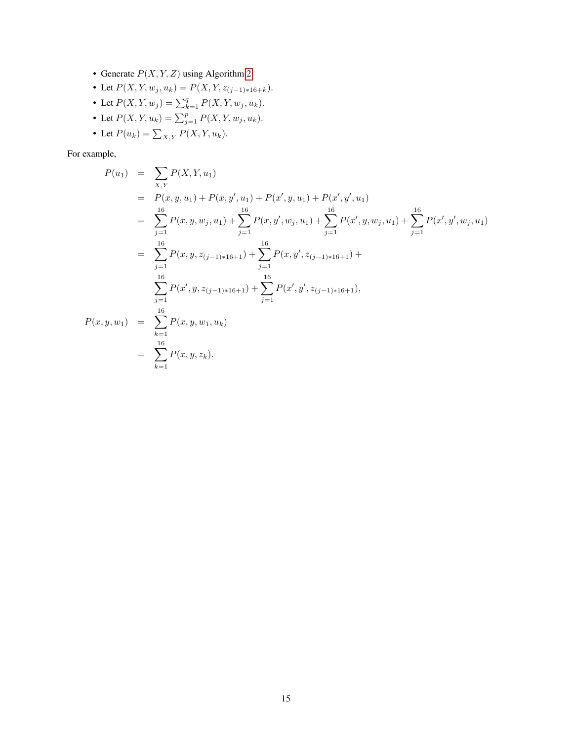- Generate $P(X, Y, Z)$ using Algorithm 2.
- Let $P(X, Y, w_j, u_k) = P(X, Y, z_{(j-1)*16+k})$.
- Let $P(X, Y, w_j) = \sum_{k=1}^{q} P(X, Y, w_j, u_k)$.
- Let $P(X, Y, u_k) = \sum_{j=1}^{p} P(X, Y, w_j, u_k)$.
- Let $P(u_k) = \sum_{X,Y} P(X, Y, u_k)$.

For example,

$$
\begin{aligned}
P(u_1) &= \sum_{X,Y} P(X, Y, u_1) \\
&= P(x, y, u_1) + P(x, y', u_1) + P(x', y, u_1) + P(x', y', u_1) \\
&= \sum_{j=1}^{16} P(x, y, w_j, u_1) + \sum_{j=1}^{16} P(x, y', w_j, u_1) + \sum_{j=1}^{16} P(x', y, w_j, u_1) + \sum_{j=1}^{16} P(x', y', w_j, u_1) \\
&= \sum_{j=1}^{16} P(x, y, z_{(j-1)*16+1}) + \sum_{j=1}^{16} P(x, y', z_{(j-1)*16+1}) + \\
&\quad \sum_{j=1}^{16} P(x', y, z_{(j-1)*16+1}) + \sum_{j=1}^{16} P(x', y', z_{(j-1)*16+1}), \\
P(x, y, w_1) &= \sum_{k=1}^{16} P(x, y, w_1, u_k) \\
&= \sum_{k=1}^{16} P(x, y, z_k).
\end{aligned}
$$